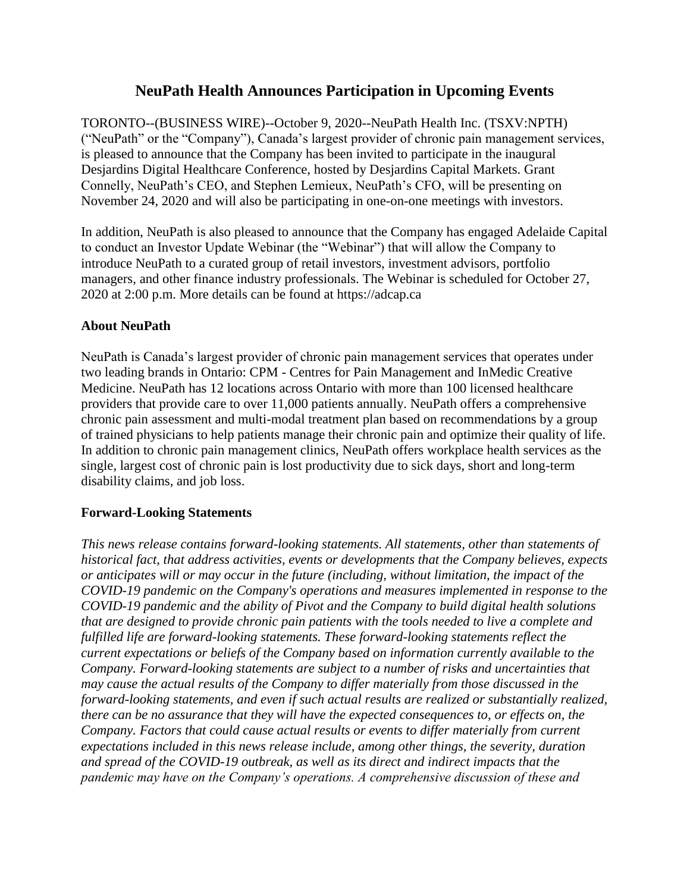# NeuPath Health Announces Participation in Upcoming Events

TORONTO--(BUSINESS WIRE)--October 9, 2020--NeuPath Health Inc. (TSXV:NPTH) ("NeuPath" or the "Company"), Canada's largest provider of chronic pain management services, is pleased to announce that the Company has been invited to participate in the inaugural Desjardins Digital Healthcare Conference, hosted by Desjardins Capital Markets. Grant Connelly, NeuPath's CEO, and Stephen Lemieux, NeuPath's CFO, will be presenting on November 24, 2020 and will also be participating in one-on-one meetings with investors.

In addition, NeuPath is also pleased to announce that the Company has engaged Adelaide Capital to conduct an Investor Update Webinar (the "Webinar") that will allow the Company to introduce NeuPath to a curated group of retail investors, investment advisors, portfolio managers, and other finance industry professionals. The Webinar is scheduled for October 27, 2020 at 2:00 p.m. More details can be found at https://adcap.ca

### About NeuPath

NeuPath is Canada's largest provider of chronic pain management services that operates under two leading brands in Ontario: CPM - Centres for Pain Management and InMedic Creative Medicine. NeuPath has 12 locations across Ontario with more than 100 licensed healthcare providers that provide care to over 11,000 patients annually. NeuPath offers a comprehensive chronic pain assessment and multi-modal treatment plan based on recommendations by a group of trained physicians to help patients manage their chronic pain and optimize their quality of life. In addition to chronic pain management clinics, NeuPath offers workplace health services as the single, largest cost of chronic pain is lost productivity due to sick days, short and long-term disability claims, and job loss.

### Forward-Looking Statements

*This news release contains forward-looking statements. All statements, other than statements of historical fact, that address activities, events or developments that the Company believes, expects or anticipates will or may occur in the future (including, without limitation, the impact of the COVID-19 pandemic on the Company's operations and measures implemented in response to the COVID-19 pandemic and the ability of Pivot and the Company to build digital health solutions that are designed to provide chronic pain patients with the tools needed to live a complete and fulfilled life are forward-looking statements. These forward-looking statements reflect the current expectations or beliefs of the Company based on information currently available to the Company. Forward-looking statements are subject to a number of risks and uncertainties that may cause the actual results of the Company to differ materially from those discussed in the forward-looking statements, and even if such actual results are realized or substantially realized, there can be no assurance that they will have the expected consequences to, or effects on, the Company. Factors that could cause actual results or events to differ materially from current expectations included in this news release include, among other things, the severity, duration and spread of the COVID-19 outbreak, as well as its direct and indirect impacts that the pandemic may have on the Company's operations. A comprehensive discussion of these and*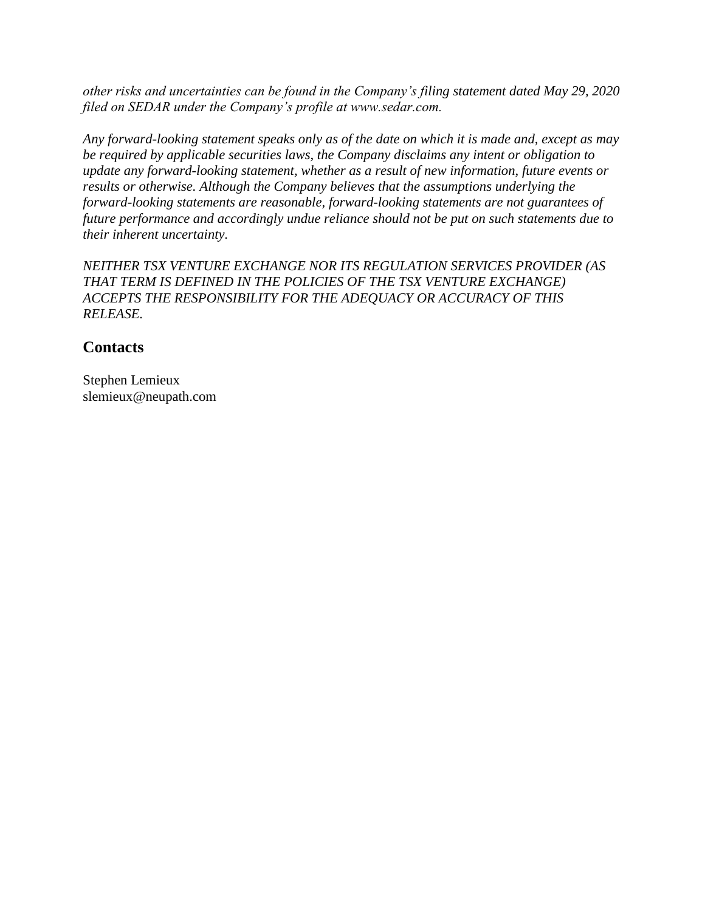*other risks and uncertainties can be found in the Company's filing statement dated May 29, 2020 filed on SEDAR under the Company's profile at www.sedar.com.*

*Any forward-looking statement speaks only as of the date on which it is made and, except as may be required by applicable securities laws, the Company disclaims any intent or obligation to update any forward-looking statement, whether as a result of new information, future events or results or otherwise. Although the Company believes that the assumptions underlying the forward-looking statements are reasonable, forward-looking statements are not guarantees of future performance and accordingly undue reliance should not be put on such statements due to their inherent uncertainty.*

*NEITHER TSX VENTURE EXCHANGE NOR ITS REGULATION SERVICES PROVIDER (AS THAT TERM IS DEFINED IN THE POLICIES OF THE TSX VENTURE EXCHANGE) ACCEPTS THE RESPONSIBILITY FOR THE ADEQUACY OR ACCURACY OF THIS RELEASE.*

## Contacts

Stephen Lemieux
slemieux@neupath.com